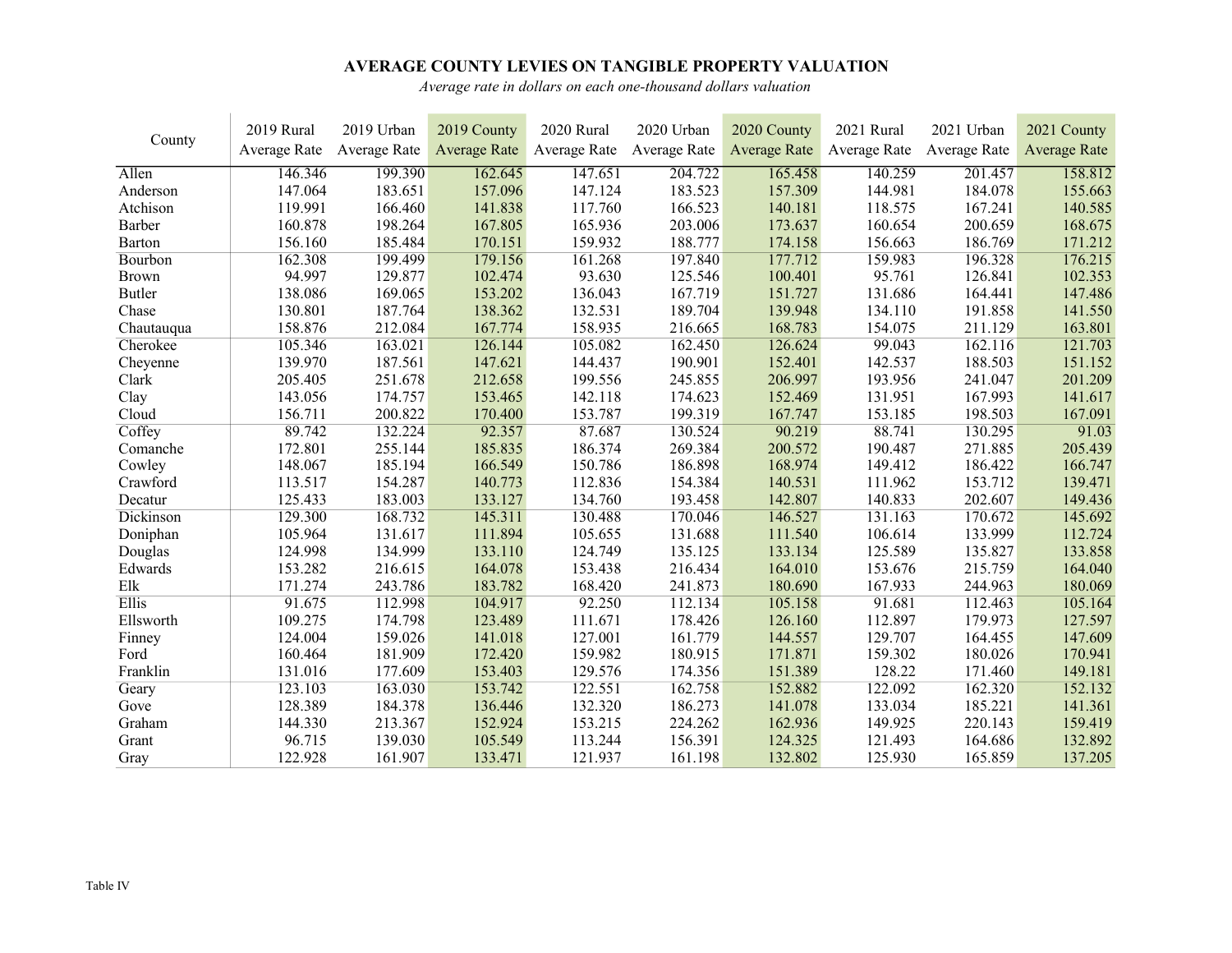## AVERAGE COUNTY LEVIES ON TANGIBLE PROPERTY VALUATION

*Average rate in dollars on each one-thousand dollars valuation*

| County | 2019 Rural Average Rate | 2019 Urban Average Rate | 2019 County Average Rate | 2020 Rural Average Rate | 2020 Urban Average Rate | 2020 County Average Rate | 2021 Rural Average Rate | 2021 Urban Average Rate | 2021 County Average Rate |
|---|---|---|---|---|---|---|---|---|---|
| Allen | 146.346 | 199.390 | 162.645 | 147.651 | 204.722 | 165.458 | 140.259 | 201.457 | 158.812 |
| Anderson | 147.064 | 183.651 | 157.096 | 147.124 | 183.523 | 157.309 | 144.981 | 184.078 | 155.663 |
| Atchison | 119.991 | 166.460 | 141.838 | 117.760 | 166.523 | 140.181 | 118.575 | 167.241 | 140.585 |
| Barber | 160.878 | 198.264 | 167.805 | 165.936 | 203.006 | 173.637 | 160.654 | 200.659 | 168.675 |
| Barton | 156.160 | 185.484 | 170.151 | 159.932 | 188.777 | 174.158 | 156.663 | 186.769 | 171.212 |
| Bourbon | 162.308 | 199.499 | 179.156 | 161.268 | 197.840 | 177.712 | 159.983 | 196.328 | 176.215 |
| Brown | 94.997 | 129.877 | 102.474 | 93.630 | 125.546 | 100.401 | 95.761 | 126.841 | 102.353 |
| Butler | 138.086 | 169.065 | 153.202 | 136.043 | 167.719 | 151.727 | 131.686 | 164.441 | 147.486 |
| Chase | 130.801 | 187.764 | 138.362 | 132.531 | 189.704 | 139.948 | 134.110 | 191.858 | 141.550 |
| Chautauqua | 158.876 | 212.084 | 167.774 | 158.935 | 216.665 | 168.783 | 154.075 | 211.129 | 163.801 |
| Cherokee | 105.346 | 163.021 | 126.144 | 105.082 | 162.450 | 126.624 | 99.043 | 162.116 | 121.703 |
| Cheyenne | 139.970 | 187.561 | 147.621 | 144.437 | 190.901 | 152.401 | 142.537 | 188.503 | 151.152 |
| Clark | 205.405 | 251.678 | 212.658 | 199.556 | 245.855 | 206.997 | 193.956 | 241.047 | 201.209 |
| Clay | 143.056 | 174.757 | 153.465 | 142.118 | 174.623 | 152.469 | 131.951 | 167.993 | 141.617 |
| Cloud | 156.711 | 200.822 | 170.400 | 153.787 | 199.319 | 167.747 | 153.185 | 198.503 | 167.091 |
| Coffey | 89.742 | 132.224 | 92.357 | 87.687 | 130.524 | 90.219 | 88.741 | 130.295 | 91.03 |
| Comanche | 172.801 | 255.144 | 185.835 | 186.374 | 269.384 | 200.572 | 190.487 | 271.885 | 205.439 |
| Cowley | 148.067 | 185.194 | 166.549 | 150.786 | 186.898 | 168.974 | 149.412 | 186.422 | 166.747 |
| Crawford | 113.517 | 154.287 | 140.773 | 112.836 | 154.384 | 140.531 | 111.962 | 153.712 | 139.471 |
| Decatur | 125.433 | 183.003 | 133.127 | 134.760 | 193.458 | 142.807 | 140.833 | 202.607 | 149.436 |
| Dickinson | 129.300 | 168.732 | 145.311 | 130.488 | 170.046 | 146.527 | 131.163 | 170.672 | 145.692 |
| Doniphan | 105.964 | 131.617 | 111.894 | 105.655 | 131.688 | 111.540 | 106.614 | 133.999 | 112.724 |
| Douglas | 124.998 | 134.999 | 133.110 | 124.749 | 135.125 | 133.134 | 125.589 | 135.827 | 133.858 |
| Edwards | 153.282 | 216.615 | 164.078 | 153.438 | 216.434 | 164.010 | 153.676 | 215.759 | 164.040 |
| Elk | 171.274 | 243.786 | 183.782 | 168.420 | 241.873 | 180.690 | 167.933 | 244.963 | 180.069 |
| Ellis | 91.675 | 112.998 | 104.917 | 92.250 | 112.134 | 105.158 | 91.681 | 112.463 | 105.164 |
| Ellsworth | 109.275 | 174.798 | 123.489 | 111.671 | 178.426 | 126.160 | 112.897 | 179.973 | 127.597 |
| Finney | 124.004 | 159.026 | 141.018 | 127.001 | 161.779 | 144.557 | 129.707 | 164.455 | 147.609 |
| Ford | 160.464 | 181.909 | 172.420 | 159.982 | 180.915 | 171.871 | 159.302 | 180.026 | 170.941 |
| Franklin | 131.016 | 177.609 | 153.403 | 129.576 | 174.356 | 151.389 | 128.22 | 171.460 | 149.181 |
| Geary | 123.103 | 163.030 | 153.742 | 122.551 | 162.758 | 152.882 | 122.092 | 162.320 | 152.132 |
| Gove | 128.389 | 184.378 | 136.446 | 132.320 | 186.273 | 141.078 | 133.034 | 185.221 | 141.361 |
| Graham | 144.330 | 213.367 | 152.924 | 153.215 | 224.262 | 162.936 | 149.925 | 220.143 | 159.419 |
| Grant | 96.715 | 139.030 | 105.549 | 113.244 | 156.391 | 124.325 | 121.493 | 164.686 | 132.892 |
| Gray | 122.928 | 161.907 | 133.471 | 121.937 | 161.198 | 132.802 | 125.930 | 165.859 | 137.205 |

Table IV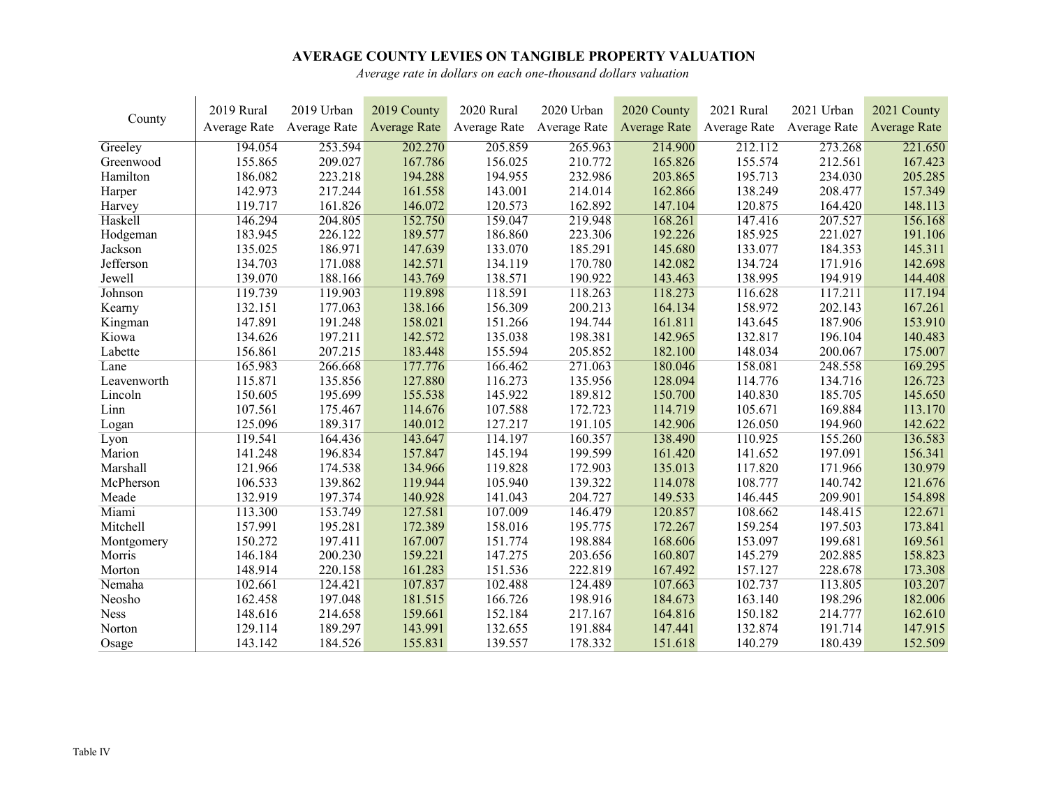# AVERAGE COUNTY LEVIES ON TANGIBLE PROPERTY VALUATION

*Average rate in dollars on each one-thousand dollars valuation*

| County | 2019 Rural Average Rate | 2019 Urban Average Rate | 2019 County Average Rate | 2020 Rural Average Rate | 2020 Urban Average Rate | 2020 County Average Rate | 2021 Rural Average Rate | 2021 Urban Average Rate | 2021 County Average Rate |
|---|---|---|---|---|---|---|---|---|---|
| Greeley | 194.054 | 253.594 | 202.270 | 205.859 | 265.963 | 214.900 | 212.112 | 273.268 | 221.650 |
| Greenwood | 155.865 | 209.027 | 167.786 | 156.025 | 210.772 | 165.826 | 155.574 | 212.561 | 167.423 |
| Hamilton | 186.082 | 223.218 | 194.288 | 194.955 | 232.986 | 203.865 | 195.713 | 234.030 | 205.285 |
| Harper | 142.973 | 217.244 | 161.558 | 143.001 | 214.014 | 162.866 | 138.249 | 208.477 | 157.349 |
| Harvey | 119.717 | 161.826 | 146.072 | 120.573 | 162.892 | 147.104 | 120.875 | 164.420 | 148.113 |
| Haskell | 146.294 | 204.805 | 152.750 | 159.047 | 219.948 | 168.261 | 147.416 | 207.527 | 156.168 |
| Hodgeman | 183.945 | 226.122 | 189.577 | 186.860 | 223.306 | 192.226 | 185.925 | 221.027 | 191.106 |
| Jackson | 135.025 | 186.971 | 147.639 | 133.070 | 185.291 | 145.680 | 133.077 | 184.353 | 145.311 |
| Jefferson | 134.703 | 171.088 | 142.571 | 134.119 | 170.780 | 142.082 | 134.724 | 171.916 | 142.698 |
| Jewell | 139.070 | 188.166 | 143.769 | 138.571 | 190.922 | 143.463 | 138.995 | 194.919 | 144.408 |
| Johnson | 119.739 | 119.903 | 119.898 | 118.591 | 118.263 | 118.273 | 116.628 | 117.211 | 117.194 |
| Kearny | 132.151 | 177.063 | 138.166 | 156.309 | 200.213 | 164.134 | 158.972 | 202.143 | 167.261 |
| Kingman | 147.891 | 191.248 | 158.021 | 151.266 | 194.744 | 161.811 | 143.645 | 187.906 | 153.910 |
| Kiowa | 134.626 | 197.211 | 142.572 | 135.038 | 198.381 | 142.965 | 132.817 | 196.104 | 140.483 |
| Labette | 156.861 | 207.215 | 183.448 | 155.594 | 205.852 | 182.100 | 148.034 | 200.067 | 175.007 |
| Lane | 165.983 | 266.668 | 177.776 | 166.462 | 271.063 | 180.046 | 158.081 | 248.558 | 169.295 |
| Leavenworth | 115.871 | 135.856 | 127.880 | 116.273 | 135.956 | 128.094 | 114.776 | 134.716 | 126.723 |
| Lincoln | 150.605 | 195.699 | 155.538 | 145.922 | 189.812 | 150.700 | 140.830 | 185.705 | 145.650 |
| Linn | 107.561 | 175.467 | 114.676 | 107.588 | 172.723 | 114.719 | 105.671 | 169.884 | 113.170 |
| Logan | 125.096 | 189.317 | 140.012 | 127.217 | 191.105 | 142.906 | 126.050 | 194.960 | 142.622 |
| Lyon | 119.541 | 164.436 | 143.647 | 114.197 | 160.357 | 138.490 | 110.925 | 155.260 | 136.583 |
| Marion | 141.248 | 196.834 | 157.847 | 145.194 | 199.599 | 161.420 | 141.652 | 197.091 | 156.341 |
| Marshall | 121.966 | 174.538 | 134.966 | 119.828 | 172.903 | 135.013 | 117.820 | 171.966 | 130.979 |
| McPherson | 106.533 | 139.862 | 119.944 | 105.940 | 139.322 | 114.078 | 108.777 | 140.742 | 121.676 |
| Meade | 132.919 | 197.374 | 140.928 | 141.043 | 204.727 | 149.533 | 146.445 | 209.901 | 154.898 |
| Miami | 113.300 | 153.749 | 127.581 | 107.009 | 146.479 | 120.857 | 108.662 | 148.415 | 122.671 |
| Mitchell | 157.991 | 195.281 | 172.389 | 158.016 | 195.775 | 172.267 | 159.254 | 197.503 | 173.841 |
| Montgomery | 150.272 | 197.411 | 167.007 | 151.774 | 198.884 | 168.606 | 153.097 | 199.681 | 169.561 |
| Morris | 146.184 | 200.230 | 159.221 | 147.275 | 203.656 | 160.807 | 145.279 | 202.885 | 158.823 |
| Morton | 148.914 | 220.158 | 161.283 | 151.536 | 222.819 | 167.492 | 157.127 | 228.678 | 173.308 |
| Nemaha | 102.661 | 124.421 | 107.837 | 102.488 | 124.489 | 107.663 | 102.737 | 113.805 | 103.207 |
| Neosho | 162.458 | 197.048 | 181.515 | 166.726 | 198.916 | 184.673 | 163.140 | 198.296 | 182.006 |
| Ness | 148.616 | 214.658 | 159.661 | 152.184 | 217.167 | 164.816 | 150.182 | 214.777 | 162.610 |
| Norton | 129.114 | 189.297 | 143.991 | 132.655 | 191.884 | 147.441 | 132.874 | 191.714 | 147.915 |
| Osage | 143.142 | 184.526 | 155.831 | 139.557 | 178.332 | 151.618 | 140.279 | 180.439 | 152.509 |

Table IV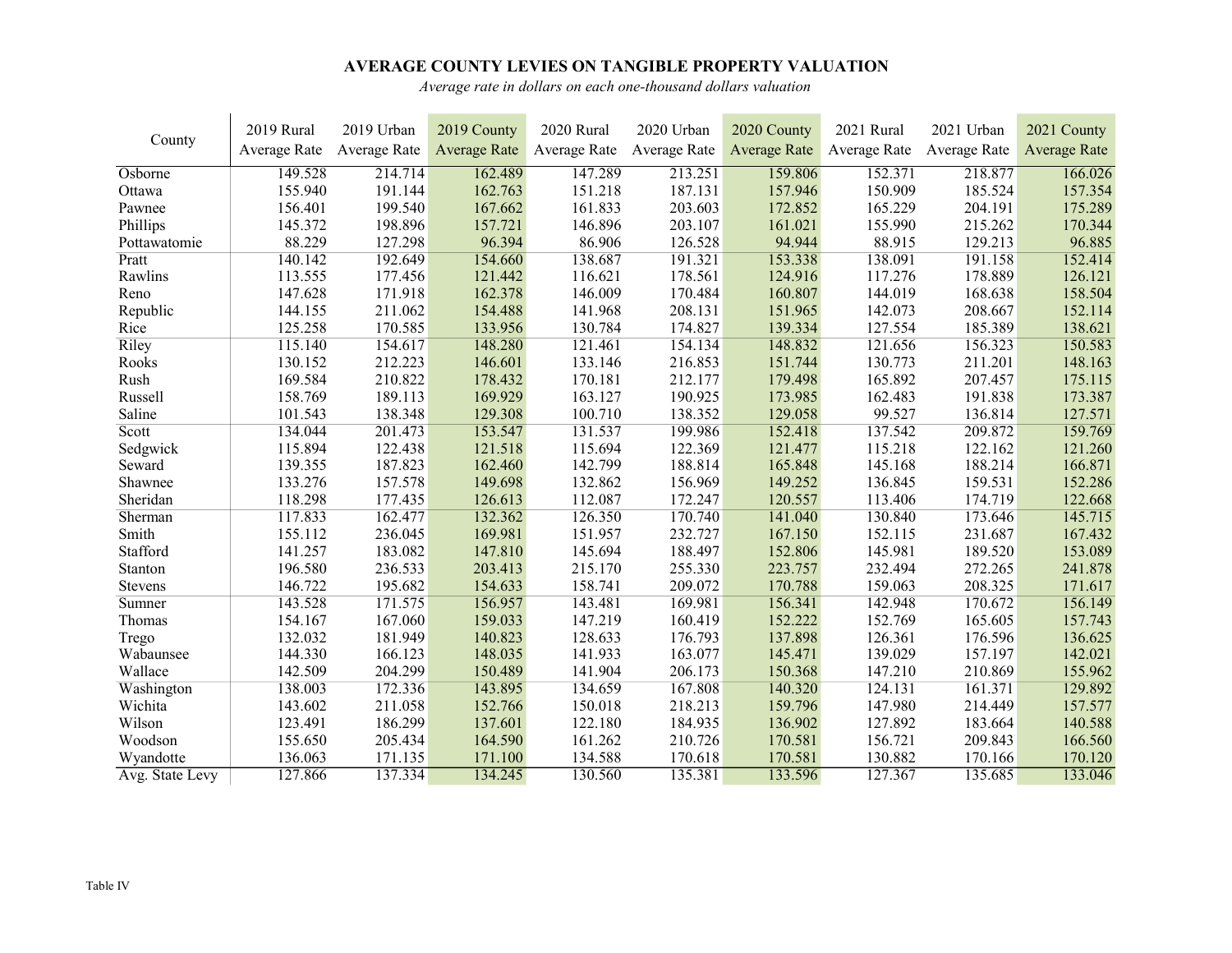# AVERAGE COUNTY LEVIES ON TANGIBLE PROPERTY VALUATION

*Average rate in dollars on each one-thousand dollars valuation*

| County | 2019 Rural Average Rate | 2019 Urban Average Rate | 2019 County Average Rate | 2020 Rural Average Rate | 2020 Urban Average Rate | 2020 County Average Rate | 2021 Rural Average Rate | 2021 Urban Average Rate | 2021 County Average Rate |
|---|---|---|---|---|---|---|---|---|---|
| Osborne | 149.528 | 214.714 | 162.489 | 147.289 | 213.251 | 159.806 | 152.371 | 218.877 | 166.026 |
| Ottawa | 155.940 | 191.144 | 162.763 | 151.218 | 187.131 | 157.946 | 150.909 | 185.524 | 157.354 |
| Pawnee | 156.401 | 199.540 | 167.662 | 161.833 | 203.603 | 172.852 | 165.229 | 204.191 | 175.289 |
| Phillips | 145.372 | 198.896 | 157.721 | 146.896 | 203.107 | 161.021 | 155.990 | 215.262 | 170.344 |
| Pottawatomie | 88.229 | 127.298 | 96.394 | 86.906 | 126.528 | 94.944 | 88.915 | 129.213 | 96.885 |
| Pratt | 140.142 | 192.649 | 154.660 | 138.687 | 191.321 | 153.338 | 138.091 | 191.158 | 152.414 |
| Rawlins | 113.555 | 177.456 | 121.442 | 116.621 | 178.561 | 124.916 | 117.276 | 178.889 | 126.121 |
| Reno | 147.628 | 171.918 | 162.378 | 146.009 | 170.484 | 160.807 | 144.019 | 168.638 | 158.504 |
| Republic | 144.155 | 211.062 | 154.488 | 141.968 | 208.131 | 151.965 | 142.073 | 208.667 | 152.114 |
| Rice | 125.258 | 170.585 | 133.956 | 130.784 | 174.827 | 139.334 | 127.554 | 185.389 | 138.621 |
| Riley | 115.140 | 154.617 | 148.280 | 121.461 | 154.134 | 148.832 | 121.656 | 156.323 | 150.583 |
| Rooks | 130.152 | 212.223 | 146.601 | 133.146 | 216.853 | 151.744 | 130.773 | 211.201 | 148.163 |
| Rush | 169.584 | 210.822 | 178.432 | 170.181 | 212.177 | 179.498 | 165.892 | 207.457 | 175.115 |
| Russell | 158.769 | 189.113 | 169.929 | 163.127 | 190.925 | 173.985 | 162.483 | 191.838 | 173.387 |
| Saline | 101.543 | 138.348 | 129.308 | 100.710 | 138.352 | 129.058 | 99.527 | 136.814 | 127.571 |
| Scott | 134.044 | 201.473 | 153.547 | 131.537 | 199.986 | 152.418 | 137.542 | 209.872 | 159.769 |
| Sedgwick | 115.894 | 122.438 | 121.518 | 115.694 | 122.369 | 121.477 | 115.218 | 122.162 | 121.260 |
| Seward | 139.355 | 187.823 | 162.460 | 142.799 | 188.814 | 165.848 | 145.168 | 188.214 | 166.871 |
| Shawnee | 133.276 | 157.578 | 149.698 | 132.862 | 156.969 | 149.252 | 136.845 | 159.531 | 152.286 |
| Sheridan | 118.298 | 177.435 | 126.613 | 112.087 | 172.247 | 120.557 | 113.406 | 174.719 | 122.668 |
| Sherman | 117.833 | 162.477 | 132.362 | 126.350 | 170.740 | 141.040 | 130.840 | 173.646 | 145.715 |
| Smith | 155.112 | 236.045 | 169.981 | 151.957 | 232.727 | 167.150 | 152.115 | 231.687 | 167.432 |
| Stafford | 141.257 | 183.082 | 147.810 | 145.694 | 188.497 | 152.806 | 145.981 | 189.520 | 153.089 |
| Stanton | 196.580 | 236.533 | 203.413 | 215.170 | 255.330 | 223.757 | 232.494 | 272.265 | 241.878 |
| Stevens | 146.722 | 195.682 | 154.633 | 158.741 | 209.072 | 170.788 | 159.063 | 208.325 | 171.617 |
| Sumner | 143.528 | 171.575 | 156.957 | 143.481 | 169.981 | 156.341 | 142.948 | 170.672 | 156.149 |
| Thomas | 154.167 | 167.060 | 159.033 | 147.219 | 160.419 | 152.222 | 152.769 | 165.605 | 157.743 |
| Trego | 132.032 | 181.949 | 140.823 | 128.633 | 176.793 | 137.898 | 126.361 | 176.596 | 136.625 |
| Wabaunsee | 144.330 | 166.123 | 148.035 | 141.933 | 163.077 | 145.471 | 139.029 | 157.197 | 142.021 |
| Wallace | 142.509 | 204.299 | 150.489 | 141.904 | 206.173 | 150.368 | 147.210 | 210.869 | 155.962 |
| Washington | 138.003 | 172.336 | 143.895 | 134.659 | 167.808 | 140.320 | 124.131 | 161.371 | 129.892 |
| Wichita | 143.602 | 211.058 | 152.766 | 150.018 | 218.213 | 159.796 | 147.980 | 214.449 | 157.577 |
| Wilson | 123.491 | 186.299 | 137.601 | 122.180 | 184.935 | 136.902 | 127.892 | 183.664 | 140.588 |
| Woodson | 155.650 | 205.434 | 164.590 | 161.262 | 210.726 | 170.581 | 156.721 | 209.843 | 166.560 |
| Wyandotte | 136.063 | 171.135 | 171.100 | 134.588 | 170.618 | 170.581 | 130.882 | 170.166 | 170.120 |
| Avg. State Levy | 127.866 | 137.334 | 134.245 | 130.560 | 135.381 | 133.596 | 127.367 | 135.685 | 133.046 |

Table IV